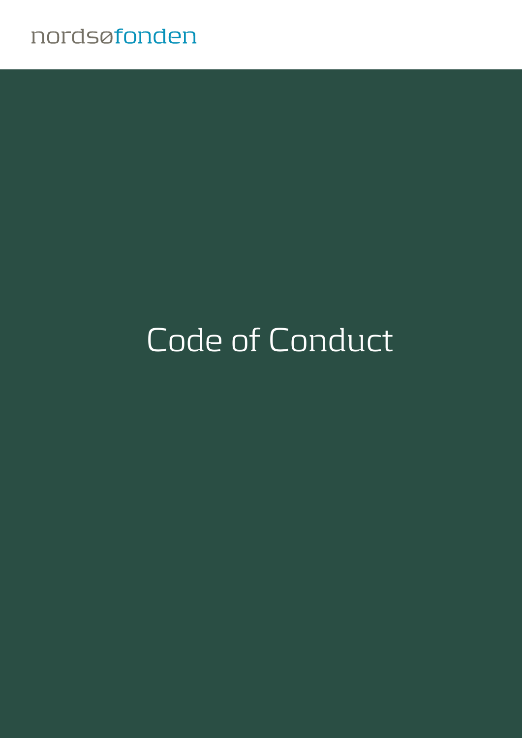nordsøfonden

# Code of Conduct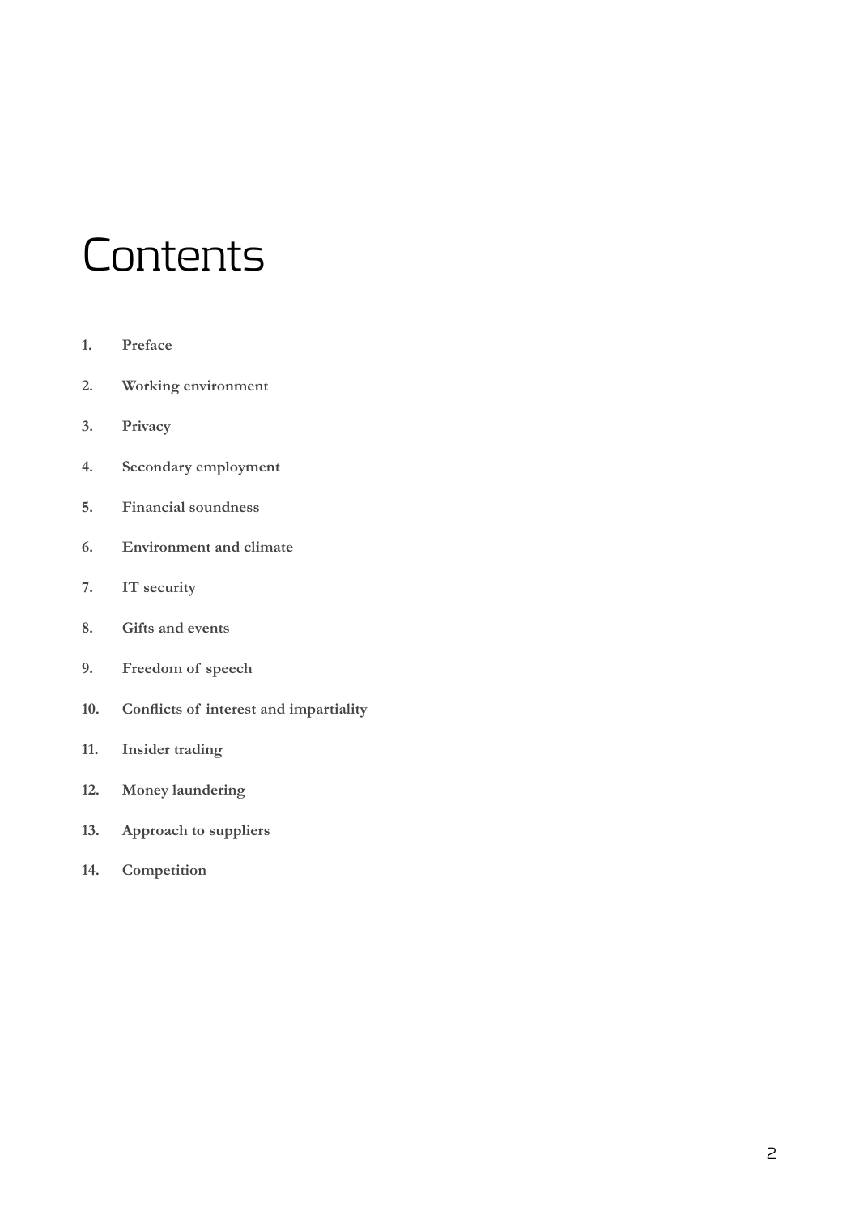# Contents

1. **Preface**
2. **Working environment**
3. **Privacy**
4. **Secondary employment**
5. **Financial soundness**
6. **Environment and climate**
7. **IT security**
8. **Gifts and events**
9. **Freedom of speech**
10. **Conflicts of interest and impartiality**
11. **Insider trading**
12. **Money laundering**
13. **Approach to suppliers**
14. **Competition**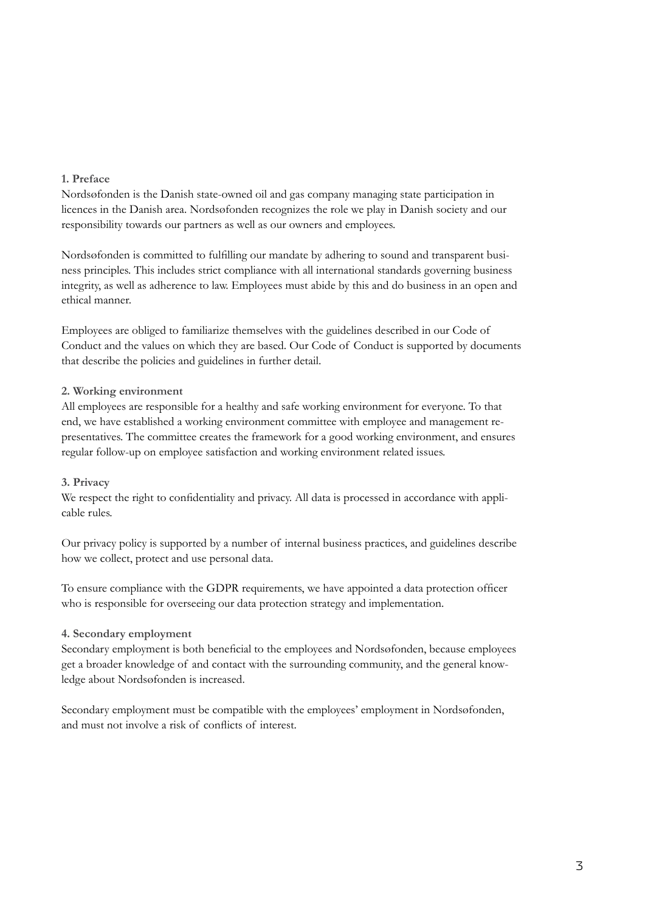## 1. Preface

Nordsøfonden is the Danish state-owned oil and gas company managing state participation in licences in the Danish area. Nordsøfonden recognizes the role we play in Danish society and our responsibility towards our partners as well as our owners and employees.

Nordsøfonden is committed to fulfilling our mandate by adhering to sound and transparent business principles. This includes strict compliance with all international standards governing business integrity, as well as adherence to law. Employees must abide by this and do business in an open and ethical manner.

Employees are obliged to familiarize themselves with the guidelines described in our Code of Conduct and the values on which they are based. Our Code of Conduct is supported by documents that describe the policies and guidelines in further detail.

## 2. Working environment

All employees are responsible for a healthy and safe working environment for everyone. To that end, we have established a working environment committee with employee and management representatives. The committee creates the framework for a good working environment, and ensures regular follow-up on employee satisfaction and working environment related issues.

## 3. Privacy

We respect the right to confidentiality and privacy. All data is processed in accordance with applicable rules.

Our privacy policy is supported by a number of internal business practices, and guidelines describe how we collect, protect and use personal data.

To ensure compliance with the GDPR requirements, we have appointed a data protection officer who is responsible for overseeing our data protection strategy and implementation.

## 4. Secondary employment

Secondary employment is both beneficial to the employees and Nordsøfonden, because employees get a broader knowledge of and contact with the surrounding community, and the general knowledge about Nordsøfonden is increased.

Secondary employment must be compatible with the employees' employment in Nordsøfonden, and must not involve a risk of conflicts of interest.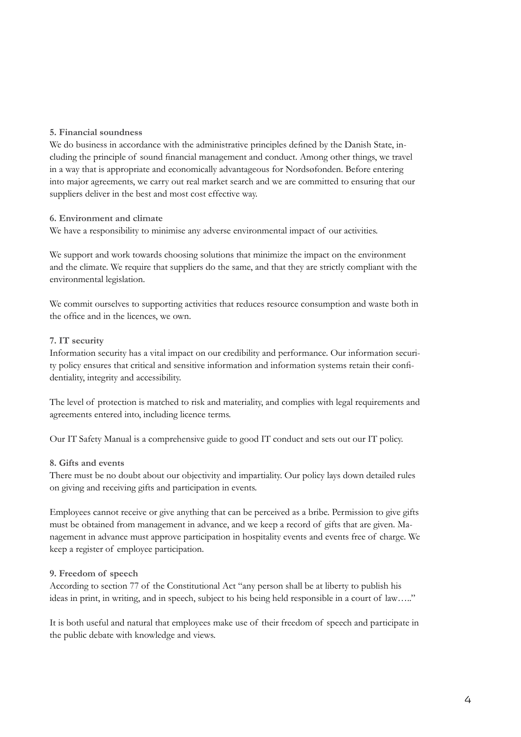**5. Financial soundness**

We do business in accordance with the administrative principles defined by the Danish State, including the principle of sound financial management and conduct. Among other things, we travel in a way that is appropriate and economically advantageous for Nordsøfonden. Before entering into major agreements, we carry out real market search and we are committed to ensuring that our suppliers deliver in the best and most cost effective way.

**6. Environment and climate**

We have a responsibility to minimise any adverse environmental impact of our activities.

We support and work towards choosing solutions that minimize the impact on the environment and the climate. We require that suppliers do the same, and that they are strictly compliant with the environmental legislation.

We commit ourselves to supporting activities that reduces resource consumption and waste both in the office and in the licences, we own.

**7. IT security**

Information security has a vital impact on our credibility and performance. Our information security policy ensures that critical and sensitive information and information systems retain their confidentiality, integrity and accessibility.

The level of protection is matched to risk and materiality, and complies with legal requirements and agreements entered into, including licence terms.

Our IT Safety Manual is a comprehensive guide to good IT conduct and sets out our IT policy.

**8. Gifts and events**

There must be no doubt about our objectivity and impartiality. Our policy lays down detailed rules on giving and receiving gifts and participation in events.

Employees cannot receive or give anything that can be perceived as a bribe. Permission to give gifts must be obtained from management in advance, and we keep a record of gifts that are given. Management in advance must approve participation in hospitality events and events free of charge. We keep a register of employee participation.

**9. Freedom of speech**

According to section 77 of the Constitutional Act "any person shall be at liberty to publish his ideas in print, in writing, and in speech, subject to his being held responsible in a court of law….."

It is both useful and natural that employees make use of their freedom of speech and participate in the public debate with knowledge and views.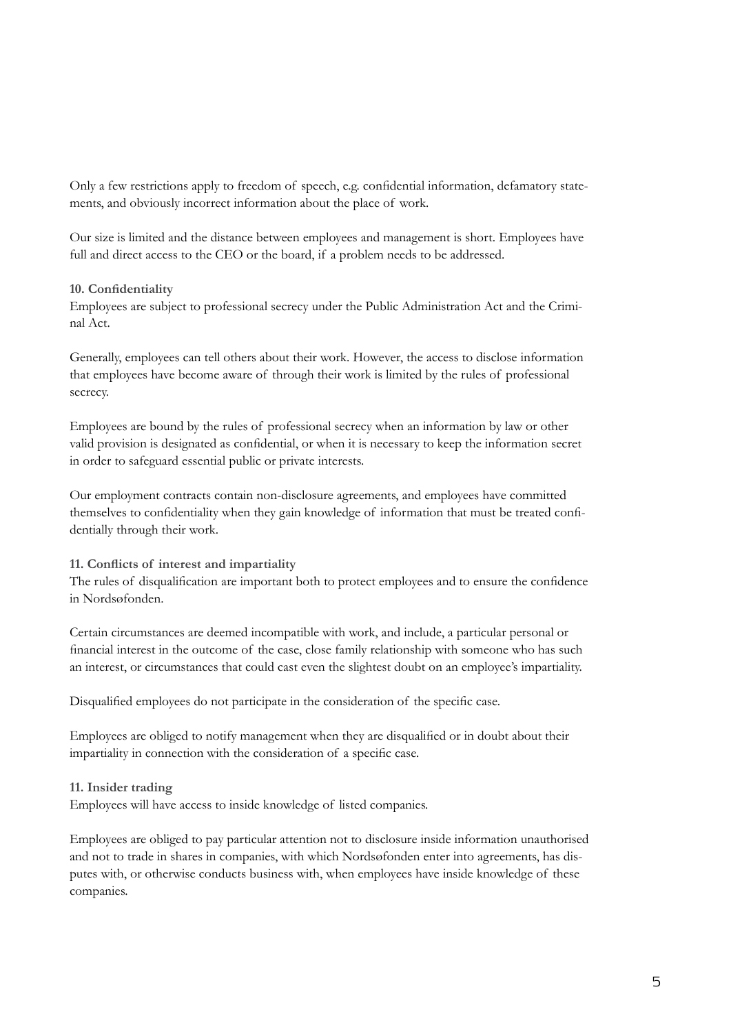Only a few restrictions apply to freedom of speech, e.g. confidential information, defamatory statements, and obviously incorrect information about the place of work.

Our size is limited and the distance between employees and management is short. Employees have full and direct access to the CEO or the board, if a problem needs to be addressed.

**10. Confidentiality**

Employees are subject to professional secrecy under the Public Administration Act and the Criminal Act.

Generally, employees can tell others about their work. However, the access to disclose information that employees have become aware of through their work is limited by the rules of professional secrecy.

Employees are bound by the rules of professional secrecy when an information by law or other valid provision is designated as confidential, or when it is necessary to keep the information secret in order to safeguard essential public or private interests.

Our employment contracts contain non-disclosure agreements, and employees have committed themselves to confidentiality when they gain knowledge of information that must be treated confidentially through their work.

**11. Conflicts of interest and impartiality**

The rules of disqualification are important both to protect employees and to ensure the confidence in Nordsøfonden.

Certain circumstances are deemed incompatible with work, and include, a particular personal or financial interest in the outcome of the case, close family relationship with someone who has such an interest, or circumstances that could cast even the slightest doubt on an employee's impartiality.

Disqualified employees do not participate in the consideration of the specific case.

Employees are obliged to notify management when they are disqualified or in doubt about their impartiality in connection with the consideration of a specific case.

**11. Insider trading**

Employees will have access to inside knowledge of listed companies.

Employees are obliged to pay particular attention not to disclosure inside information unauthorised and not to trade in shares in companies, with which Nordsøfonden enter into agreements, has disputes with, or otherwise conducts business with, when employees have inside knowledge of these companies.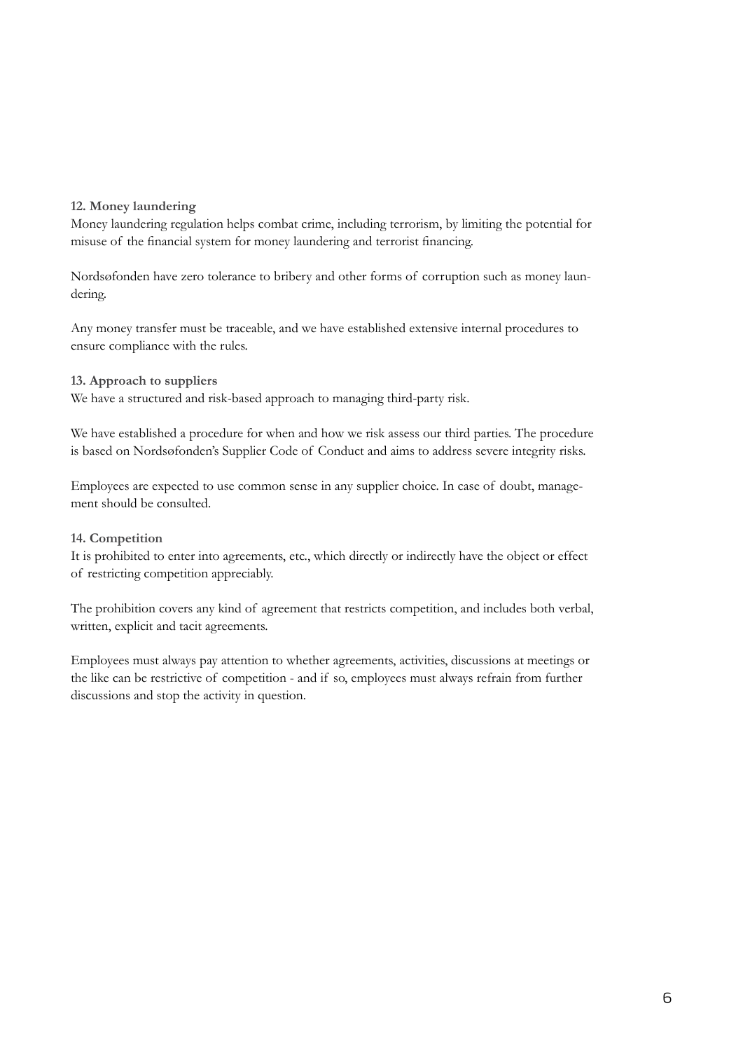**12. Money laundering**

Money laundering regulation helps combat crime, including terrorism, by limiting the potential for misuse of the financial system for money laundering and terrorist financing.

Nordsøfonden have zero tolerance to bribery and other forms of corruption such as money laundering.

Any money transfer must be traceable, and we have established extensive internal procedures to ensure compliance with the rules.

**13. Approach to suppliers**

We have a structured and risk-based approach to managing third-party risk.

We have established a procedure for when and how we risk assess our third parties. The procedure is based on Nordsøfonden's Supplier Code of Conduct and aims to address severe integrity risks.

Employees are expected to use common sense in any supplier choice. In case of doubt, management should be consulted.

**14. Competition**

It is prohibited to enter into agreements, etc., which directly or indirectly have the object or effect of restricting competition appreciably.

The prohibition covers any kind of agreement that restricts competition, and includes both verbal, written, explicit and tacit agreements.

Employees must always pay attention to whether agreements, activities, discussions at meetings or the like can be restrictive of competition - and if so, employees must always refrain from further discussions and stop the activity in question.